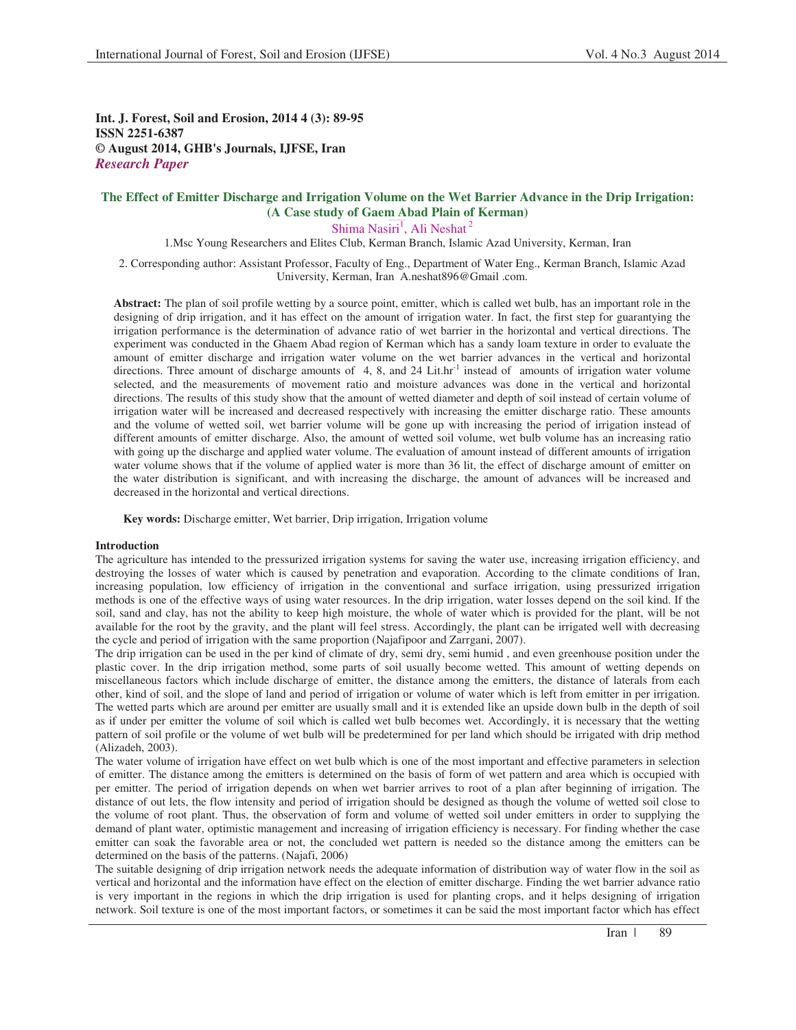**Int. J. Forest, Soil and Erosion, 2014 4 (3): 89-95**
**ISSN 2251-6387**
**© August 2014, GHB's Journals, IJFSE, Iran**
***Research Paper***

## The Effect of Emitter Discharge and Irrigation Volume on the Wet Barrier Advance in the Drip Irrigation: (A Case study of Gaem Abad Plain of Kerman)

Shima Nasiri[1], Ali Neshat[2]

1.Msc Young Researchers and Elites Club, Kerman Branch, Islamic Azad University, Kerman, Iran

2. Corresponding author: Assistant Professor, Faculty of Eng., Department of Water Eng., Kerman Branch, Islamic Azad University, Kerman, Iran A.neshat896@Gmail .com.

**Abstract:** The plan of soil profile wetting by a source point, emitter, which is called wet bulb, has an important role in the designing of drip irrigation, and it has effect on the amount of irrigation water. In fact, the first step for guarantying the irrigation performance is the determination of advance ratio of wet barrier in the horizontal and vertical directions. The experiment was conducted in the Ghaem Abad region of Kerman which has a sandy loam texture in order to evaluate the amount of emitter discharge and irrigation water volume on the wet barrier advances in the vertical and horizontal directions. Three amount of discharge amounts of 4, 8, and 24 Lit.hr$^{-1}$ instead of amounts of irrigation water volume selected, and the measurements of movement ratio and moisture advances was done in the vertical and horizontal directions. The results of this study show that the amount of wetted diameter and depth of soil instead of certain volume of irrigation water will be increased and decreased respectively with increasing the emitter discharge ratio. These amounts and the volume of wetted soil, wet barrier volume will be gone up with increasing the period of irrigation instead of different amounts of emitter discharge. Also, the amount of wetted soil volume, wet bulb volume has an increasing ratio with going up the discharge and applied water volume. The evaluation of amount instead of different amounts of irrigation water volume shows that if the volume of applied water is more than 36 lit, the effect of discharge amount of emitter on the water distribution is significant, and with increasing the discharge, the amount of advances will be increased and decreased in the horizontal and vertical directions.

**Key words:** Discharge emitter, Wet barrier, Drip irrigation, Irrigation volume

### Introduction

The agriculture has intended to the pressurized irrigation systems for saving the water use, increasing irrigation efficiency, and destroying the losses of water which is caused by penetration and evaporation. According to the climate conditions of Iran, increasing population, low efficiency of irrigation in the conventional and surface irrigation, using pressurized irrigation methods is one of the effective ways of using water resources. In the drip irrigation, water losses depend on the soil kind. If the soil, sand and clay, has not the ability to keep high moisture, the whole of water which is provided for the plant, will be not available for the root by the gravity, and the plant will feel stress. Accordingly, the plant can be irrigated well with decreasing the cycle and period of irrigation with the same proportion (Najafipoor and Zarrgani, 2007).

The drip irrigation can be used in the per kind of climate of dry, semi dry, semi humid , and even greenhouse position under the plastic cover. In the drip irrigation method, some parts of soil usually become wetted. This amount of wetting depends on miscellaneous factors which include discharge of emitter, the distance among the emitters, the distance of laterals from each other, kind of soil, and the slope of land and period of irrigation or volume of water which is left from emitter in per irrigation. The wetted parts which are around per emitter are usually small and it is extended like an upside down bulb in the depth of soil as if under per emitter the volume of soil which is called wet bulb becomes wet. Accordingly, it is necessary that the wetting pattern of soil profile or the volume of wet bulb will be predetermined for per land which should be irrigated with drip method (Alizadeh, 2003).

The water volume of irrigation have effect on wet bulb which is one of the most important and effective parameters in selection of emitter. The distance among the emitters is determined on the basis of form of wet pattern and area which is occupied with per emitter. The period of irrigation depends on when wet barrier arrives to root of a plan after beginning of irrigation. The distance of out lets, the flow intensity and period of irrigation should be designed as though the volume of wetted soil close to the volume of root plant. Thus, the observation of form and volume of wetted soil under emitters in order to supplying the demand of plant water, optimistic management and increasing of irrigation efficiency is necessary. For finding whether the case emitter can soak the favorable area or not, the concluded wet pattern is needed so the distance among the emitters can be determined on the basis of the patterns. (Najafi, 2006)

The suitable designing of drip irrigation network needs the adequate information of distribution way of water flow in the soil as vertical and horizontal and the information have effect on the election of emitter discharge. Finding the wet barrier advance ratio is very important in the regions in which the drip irrigation is used for planting crops, and it helps designing of irrigation network. Soil texture is one of the most important factors, or sometimes it can be said the most important factor which has effect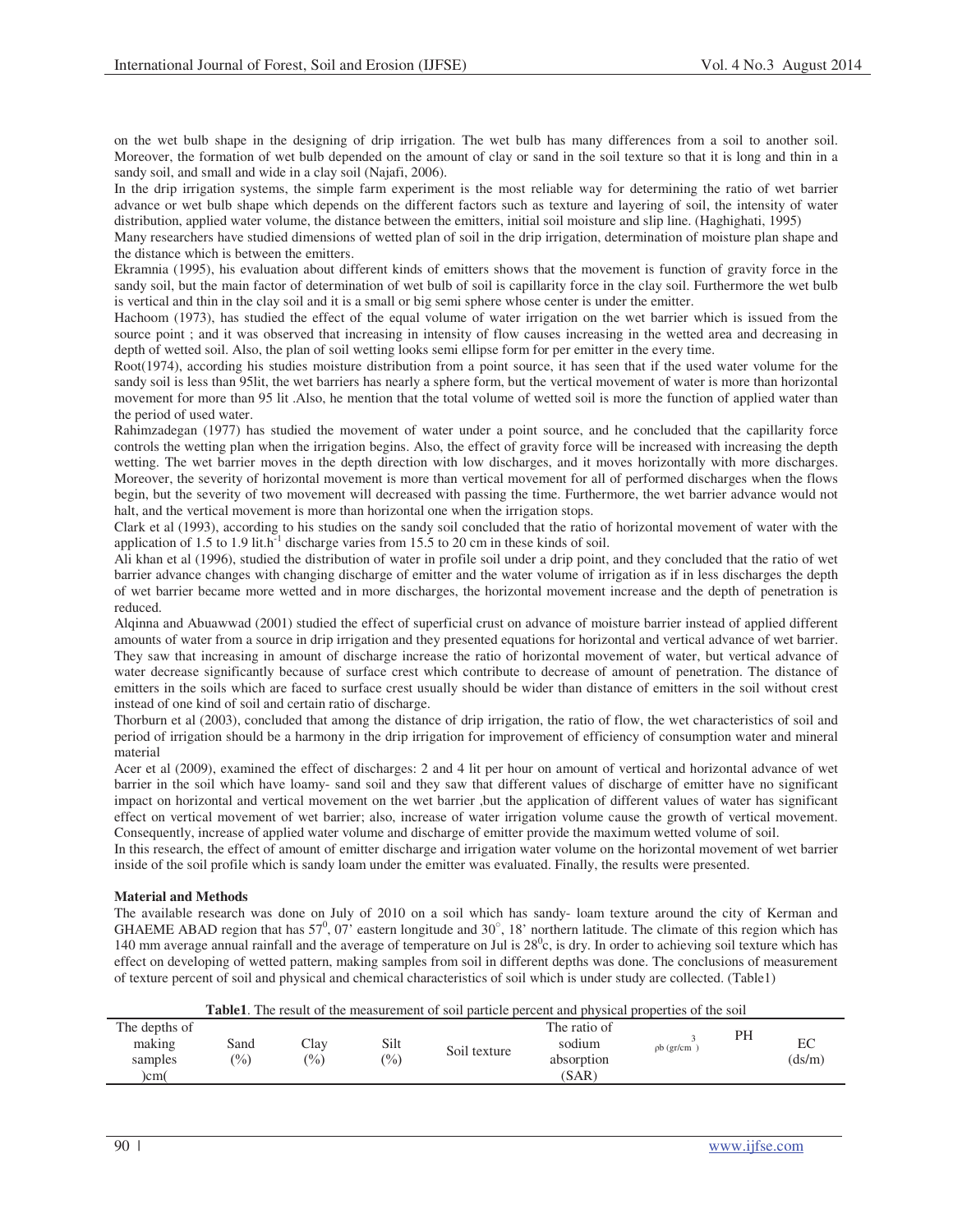on the wet bulb shape in the designing of drip irrigation. The wet bulb has many differences from a soil to another soil. Moreover, the formation of wet bulb depended on the amount of clay or sand in the soil texture so that it is long and thin in a sandy soil, and small and wide in a clay soil (Najafi, 2006).

In the drip irrigation systems, the simple farm experiment is the most reliable way for determining the ratio of wet barrier advance or wet bulb shape which depends on the different factors such as texture and layering of soil, the intensity of water distribution, applied water volume, the distance between the emitters, initial soil moisture and slip line. (Haghighati, 1995)

Many researchers have studied dimensions of wetted plan of soil in the drip irrigation, determination of moisture plan shape and the distance which is between the emitters.

Ekramnia (1995), his evaluation about different kinds of emitters shows that the movement is function of gravity force in the sandy soil, but the main factor of determination of wet bulb of soil is capillarity force in the clay soil. Furthermore the wet bulb is vertical and thin in the clay soil and it is a small or big semi sphere whose center is under the emitter.

Hachoom (1973), has studied the effect of the equal volume of water irrigation on the wet barrier which is issued from the source point ; and it was observed that increasing in intensity of flow causes increasing in the wetted area and decreasing in depth of wetted soil. Also, the plan of soil wetting looks semi ellipse form for per emitter in the every time.

Root(1974), according his studies moisture distribution from a point source, it has seen that if the used water volume for the sandy soil is less than 95lit, the wet barriers has nearly a sphere form, but the vertical movement of water is more than horizontal movement for more than 95 lit .Also, he mention that the total volume of wetted soil is more the function of applied water than the period of used water.

Rahimzadegan (1977) has studied the movement of water under a point source, and he concluded that the capillarity force controls the wetting plan when the irrigation begins. Also, the effect of gravity force will be increased with increasing the depth wetting. The wet barrier moves in the depth direction with low discharges, and it moves horizontally with more discharges. Moreover, the severity of horizontal movement is more than vertical movement for all of performed discharges when the flows begin, but the severity of two movement will decreased with passing the time. Furthermore, the wet barrier advance would not halt, and the vertical movement is more than horizontal one when the irrigation stops.

Clark et al (1993), according to his studies on the sandy soil concluded that the ratio of horizontal movement of water with the application of 1.5 to 1.9 $lit.h^{-1}$ discharge varies from 15.5 to 20 cm in these kinds of soil.

Ali khan et al (1996), studied the distribution of water in profile soil under a drip point, and they concluded that the ratio of wet barrier advance changes with changing discharge of emitter and the water volume of irrigation as if in less discharges the depth of wet barrier became more wetted and in more discharges, the horizontal movement increase and the depth of penetration is reduced.

Alqinna and Abuawwad (2001) studied the effect of superficial crust on advance of moisture barrier instead of applied different amounts of water from a source in drip irrigation and they presented equations for horizontal and vertical advance of wet barrier. They saw that increasing in amount of discharge increase the ratio of horizontal movement of water, but vertical advance of water decrease significantly because of surface crest which contribute to decrease of amount of penetration. The distance of emitters in the soils which are faced to surface crest usually should be wider than distance of emitters in the soil without crest instead of one kind of soil and certain ratio of discharge.

Thorburn et al (2003), concluded that among the distance of drip irrigation, the ratio of flow, the wet characteristics of soil and period of irrigation should be a harmony in the drip irrigation for improvement of efficiency of consumption water and mineral material

Acer et al (2009), examined the effect of discharges: 2 and 4 lit per hour on amount of vertical and horizontal advance of wet barrier in the soil which have loamy- sand soil and they saw that different values of discharge of emitter have no significant impact on horizontal and vertical movement on the wet barrier ,but the application of different values of water has significant effect on vertical movement of wet barrier; also, increase of water irrigation volume cause the growth of vertical movement. Consequently, increase of applied water volume and discharge of emitter provide the maximum wetted volume of soil.

In this research, the effect of amount of emitter discharge and irrigation water volume on the horizontal movement of wet barrier inside of the soil profile which is sandy loam under the emitter was evaluated. Finally, the results were presented.

**Material and Methods**

The available research was done on July of 2010 on a soil which has sandy- loam texture around the city of Kerman and GHAEME ABAD region that has $57^0$, 07' eastern longitude and 30°, 18' northern latitude. The climate of this region which has 140 mm average annual rainfall and the average of temperature on Jul is $28^0$c, is dry. In order to achieving soil texture which has effect on developing of wetted pattern, making samples from soil in different depths was done. The conclusions of measurement of texture percent of soil and physical and chemical characteristics of soil which is under study are collected. (Table1)

**Table1**. The result of the measurement of soil particle percent and physical properties of the soil

| The depths of making samples )cm( | Sand (%) | Clay (%) | Silt (%) | Soil texture | The ratio of sodium absorption (SAR) | ρb (gr/cm$^3$) | PH | EC (ds/m) |
|---|---|---|---|---|---|---|---|---|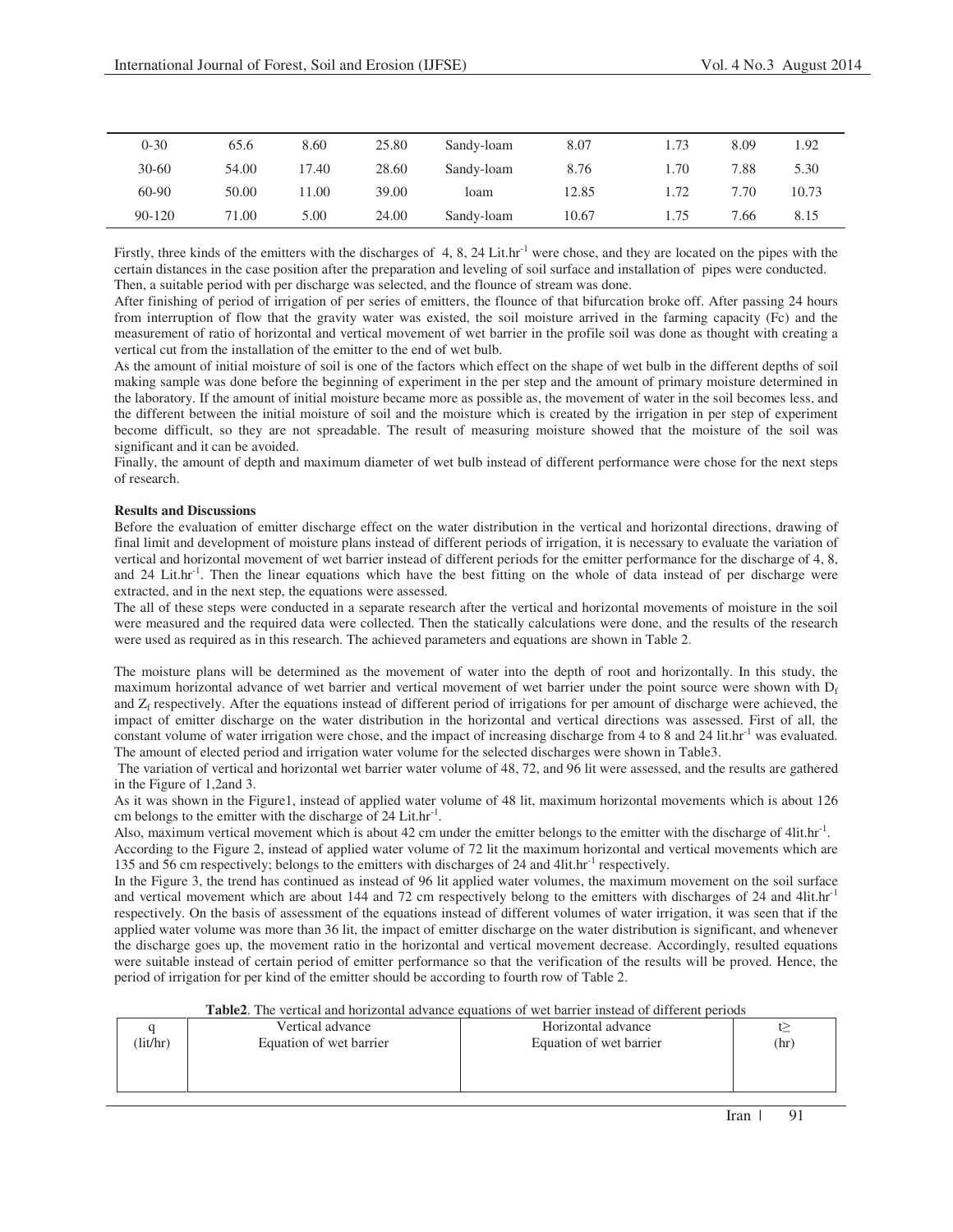| 0-30 | 65.6 | 8.60 | 25.80 | Sandy-loam | 8.07 | 1.73 | 8.09 | 1.92 |
|---|---|---|---|---|---|---|---|---|
| 30-60 | 54.00 | 17.40 | 28.60 | Sandy-loam | 8.76 | 1.70 | 7.88 | 5.30 |
| 60-90 | 50.00 | 11.00 | 39.00 | loam | 12.85 | 1.72 | 7.70 | 10.73 |
| 90-120 | 71.00 | 5.00 | 24.00 | Sandy-loam | 10.67 | 1.75 | 7.66 | 8.15 |

Firstly, three kinds of the emitters with the discharges of 4, 8, 24 $Lit.hr^{-1}$ were chose, and they are located on the pipes with the certain distances in the case position after the preparation and leveling of soil surface and installation of pipes were conducted. Then, a suitable period with per discharge was selected, and the flounce of stream was done.

After finishing of period of irrigation of per series of emitters, the flounce of that bifurcation broke off. After passing 24 hours from interruption of flow that the gravity water was existed, the soil moisture arrived in the farming capacity (Fc) and the measurement of ratio of horizontal and vertical movement of wet barrier in the profile soil was done as thought with creating a vertical cut from the installation of the emitter to the end of wet bulb.

As the amount of initial moisture of soil is one of the factors which effect on the shape of wet bulb in the different depths of soil making sample was done before the beginning of experiment in the per step and the amount of primary moisture determined in the laboratory. If the amount of initial moisture became more as possible as, the movement of water in the soil becomes less, and the different between the initial moisture of soil and the moisture which is created by the irrigation in per step of experiment become difficult, so they are not spreadable. The result of measuring moisture showed that the moisture of the soil was significant and it can be avoided.

Finally, the amount of depth and maximum diameter of wet bulb instead of different performance were chose for the next steps of research.

**Results and Discussions**

Before the evaluation of emitter discharge effect on the water distribution in the vertical and horizontal directions, drawing of final limit and development of moisture plans instead of different periods of irrigation, it is necessary to evaluate the variation of vertical and horizontal movement of wet barrier instead of different periods for the emitter performance for the discharge of 4, 8, and 24 $Lit.hr^{-1}$. Then the linear equations which have the best fitting on the whole of data instead of per discharge were extracted, and in the next step, the equations were assessed.

The all of these steps were conducted in a separate research after the vertical and horizontal movements of moisture in the soil were measured and the required data were collected. Then the statically calculations were done, and the results of the research were used as required as in this research. The achieved parameters and equations are shown in Table 2.

The moisture plans will be determined as the movement of water into the depth of root and horizontally. In this study, the maximum horizontal advance of wet barrier and vertical movement of wet barrier under the point source were shown with $D_f$ and $Z_f$ respectively. After the equations instead of different period of irrigations for per amount of discharge were achieved, the impact of emitter discharge on the water distribution in the horizontal and vertical directions was assessed. First of all, the constant volume of water irrigation were chose, and the impact of increasing discharge from 4 to 8 and 24 $lit.hr^{-1}$ was evaluated. The amount of elected period and irrigation water volume for the selected discharges were shown in Table3.

The variation of vertical and horizontal wet barrier water volume of 48, 72, and 96 lit were assessed, and the results are gathered in the Figure of 1,2and 3.

As it was shown in the Figure1, instead of applied water volume of 48 lit, maximum horizontal movements which is about 126 cm belongs to the emitter with the discharge of 24 $Lit.hr^{-1}$.

Also, maximum vertical movement which is about 42 cm under the emitter belongs to the emitter with the discharge of 4$lit.hr^{-1}$.

According to the Figure 2, instead of applied water volume of 72 lit the maximum horizontal and vertical movements which are 135 and 56 cm respectively; belongs to the emitters with discharges of 24 and 4$lit.hr^{-1}$ respectively.

In the Figure 3, the trend has continued as instead of 96 lit applied water volumes, the maximum movement on the soil surface and vertical movement which are about 144 and 72 cm respectively belong to the emitters with discharges of 24 and 4$lit.hr^{-1}$ respectively. On the basis of assessment of the equations instead of different volumes of water irrigation, it was seen that if the applied water volume was more than 36 lit, the impact of emitter discharge on the water distribution is significant, and whenever the discharge goes up, the movement ratio in the horizontal and vertical movement decrease. Accordingly, resulted equations were suitable instead of certain period of emitter performance so that the verification of the results will be proved. Hence, the period of irrigation for per kind of the emitter should be according to fourth row of Table 2.

**Table2**. The vertical and horizontal advance equations of wet barrier instead of different periods

| q (lit/hr) | Vertical advance Equation of wet barrier | Horizontal advance Equation of wet barrier | t≥ (hr) |
|---|---|---|---|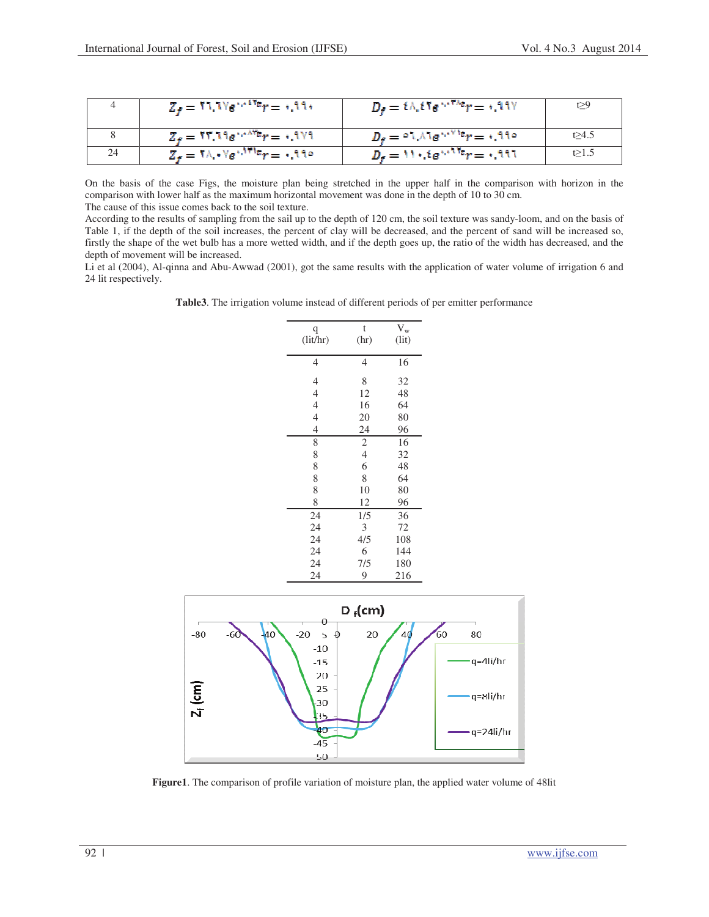| 4 | $Z_f = ۲٦.٦٧e^{۰.۰٤٦t} r = ۰.۹۹۰$ | $D_f = ٤٨.٤٢e^{۰.۰٣٨t} r = ۰.۹۹۷$ | t≥9 |
|---|---|---|---|
| 8 | $Z_f = ۳۳.٦۹e^{۰.۰۸۳t} r = ۰.۹۷۹$ | $D_f = ٥٦.٨٦e^{۰.۰٧١t} r = ۰.۹۹٥$ | t≥4.5 |
| 24 | $Z_f = ۲۸.۰۷e^{۰.۱۳۱t} r = ۰.۹۹٥$ | $D_f = ۱۱۰.٤e^{۰.۰٦٦t} r = ۰.۹۹٦$ | t≥1.5 |

On the basis of the case Figs, the moisture plan being stretched in the upper half in the comparison with horizon in the comparison with lower half as the maximum horizontal movement was done in the depth of 10 to 30 cm.

The cause of this issue comes back to the soil texture.

According to the results of sampling from the sail up to the depth of 120 cm, the soil texture was sandy-loom, and on the basis of Table 1, if the depth of the soil increases, the percent of clay will be decreased, and the percent of sand will be increased so, firstly the shape of the wet bulb has a more wetted width, and if the depth goes up, the ratio of the width has decreased, and the depth of movement will be increased.

Li et al (2004), Al-qinna and Abu-Awwad (2001), got the same results with the application of water volume of irrigation 6 and 24 lit respectively.

**Table3**. The irrigation volume instead of different periods of per emitter performance

| q (lit/hr) | t (hr) | $V_w$ (lit) |
|---|---|---|
| 4 | 4 | 16 |
| 4 | 8 | 32 |
| 4 | 12 | 48 |
| 4 | 16 | 64 |
| 4 | 20 | 80 |
| 4 | 24 | 96 |
| 8 | 2 | 16 |
| 8 | 4 | 32 |
| 8 | 6 | 48 |
| 8 | 8 | 64 |
| 8 | 10 | 80 |
| 8 | 12 | 96 |
| 24 | 1/5 | 36 |
| 24 | 3 | 72 |
| 24 | 4/5 | 108 |
| 24 | 6 | 144 |
| 24 | 7/5 | 180 |
| 24 | 9 | 216 |

**Figure1**. The comparison of profile variation of moisture plan, the applied water volume of 48lit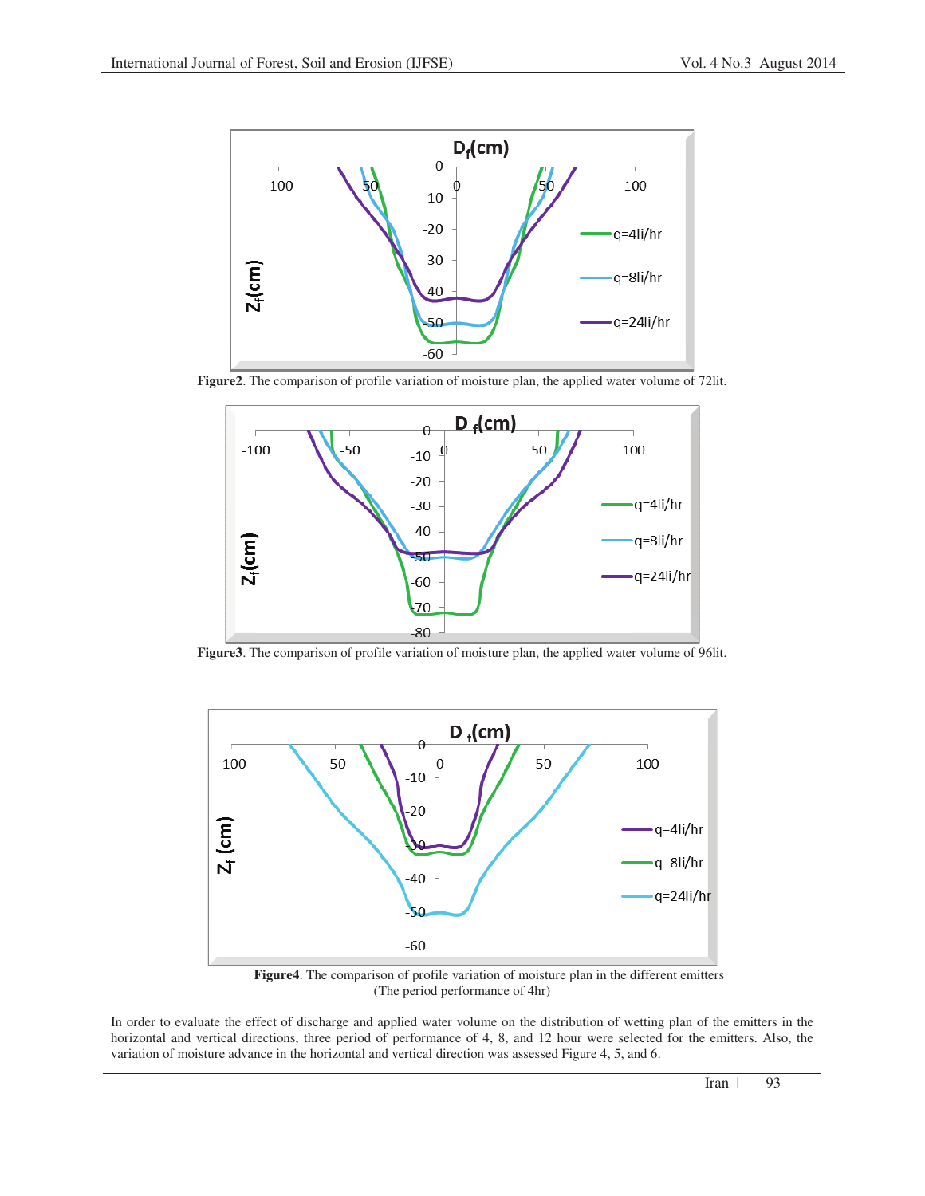**Figure2**. The comparison of profile variation of moisture plan, the applied water volume of 72lit.

**Figure3**. The comparison of profile variation of moisture plan, the applied water volume of 96lit.

**Figure4**. The comparison of profile variation of moisture plan in the different emitters (The period performance of 4hr)

In order to evaluate the effect of discharge and applied water volume on the distribution of wetting plan of the emitters in the horizontal and vertical directions, three period of performance of 4, 8, and 12 hour were selected for the emitters. Also, the variation of moisture advance in the horizontal and vertical direction was assessed Figure 4, 5, and 6.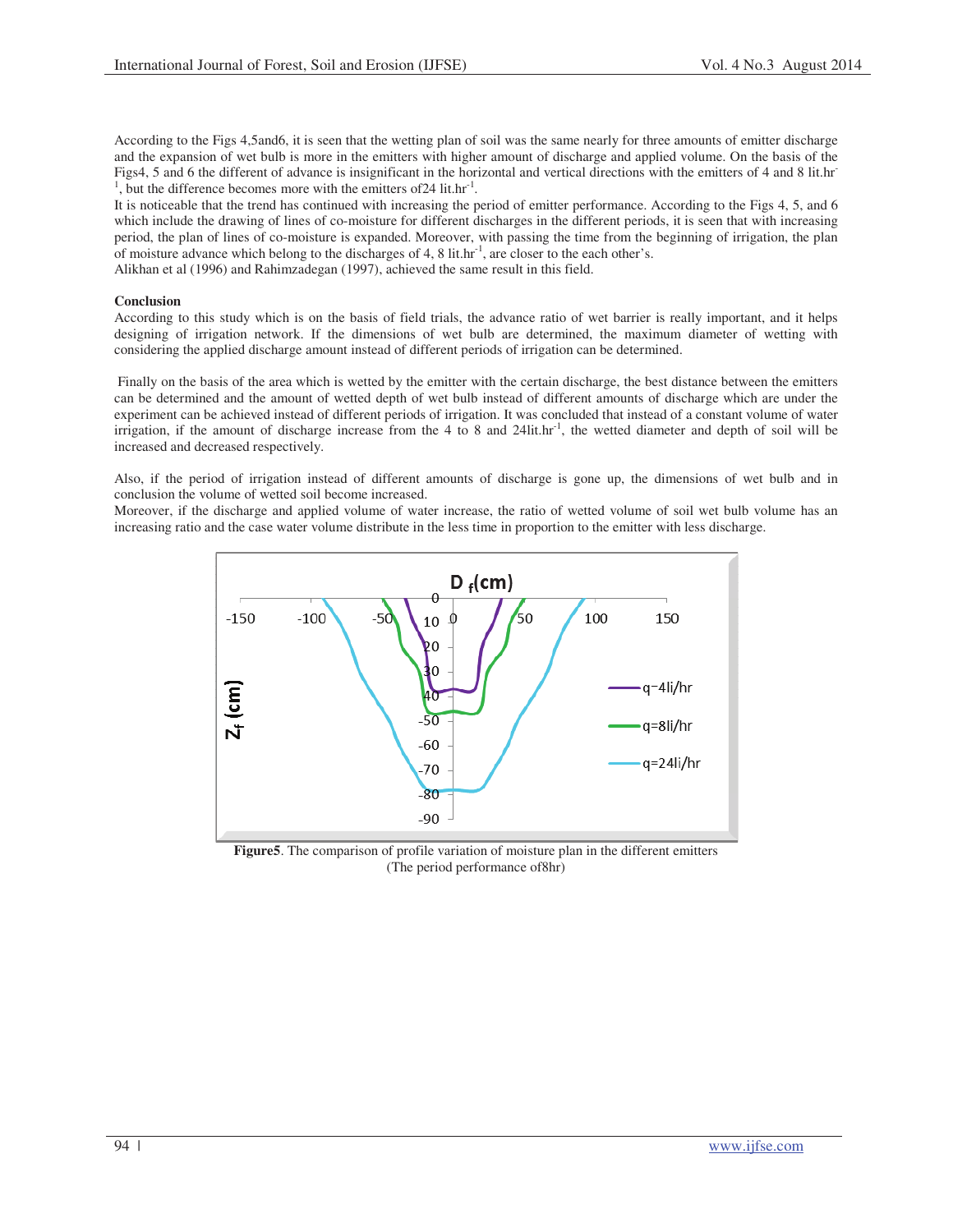According to the Figs 4,5and6, it is seen that the wetting plan of soil was the same nearly for three amounts of emitter discharge and the expansion of wet bulb is more in the emitters with higher amount of discharge and applied volume. On the basis of the Figs4, 5 and 6 the different of advance is insignificant in the horizontal and vertical directions with the emitters of 4 and 8 lit.hr$^{-1}$, but the difference becomes more with the emitters of24 lit.hr$^{-1}$.

It is noticeable that the trend has continued with increasing the period of emitter performance. According to the Figs 4, 5, and 6 which include the drawing of lines of co-moisture for different discharges in the different periods, it is seen that with increasing period, the plan of lines of co-moisture is expanded. Moreover, with passing the time from the beginning of irrigation, the plan of moisture advance which belong to the discharges of 4, 8 lit.hr$^{-1}$, are closer to the each other's.

Alikhan et al (1996) and Rahimzadegan (1997), achieved the same result in this field.

**Conclusion**

According to this study which is on the basis of field trials, the advance ratio of wet barrier is really important, and it helps designing of irrigation network. If the dimensions of wet bulb are determined, the maximum diameter of wetting with considering the applied discharge amount instead of different periods of irrigation can be determined.

Finally on the basis of the area which is wetted by the emitter with the certain discharge, the best distance between the emitters can be determined and the amount of wetted depth of wet bulb instead of different amounts of discharge which are under the experiment can be achieved instead of different periods of irrigation. It was concluded that instead of a constant volume of water irrigation, if the amount of discharge increase from the 4 to 8 and 24lit.hr$^{-1}$, the wetted diameter and depth of soil will be increased and decreased respectively.

Also, if the period of irrigation instead of different amounts of discharge is gone up, the dimensions of wet bulb and in conclusion the volume of wetted soil become increased.

Moreover, if the discharge and applied volume of water increase, the ratio of wetted volume of soil wet bulb volume has an increasing ratio and the case water volume distribute in the less time in proportion to the emitter with less discharge.

**Figure5**. The comparison of profile variation of moisture plan in the different emitters (The period performance of8hr)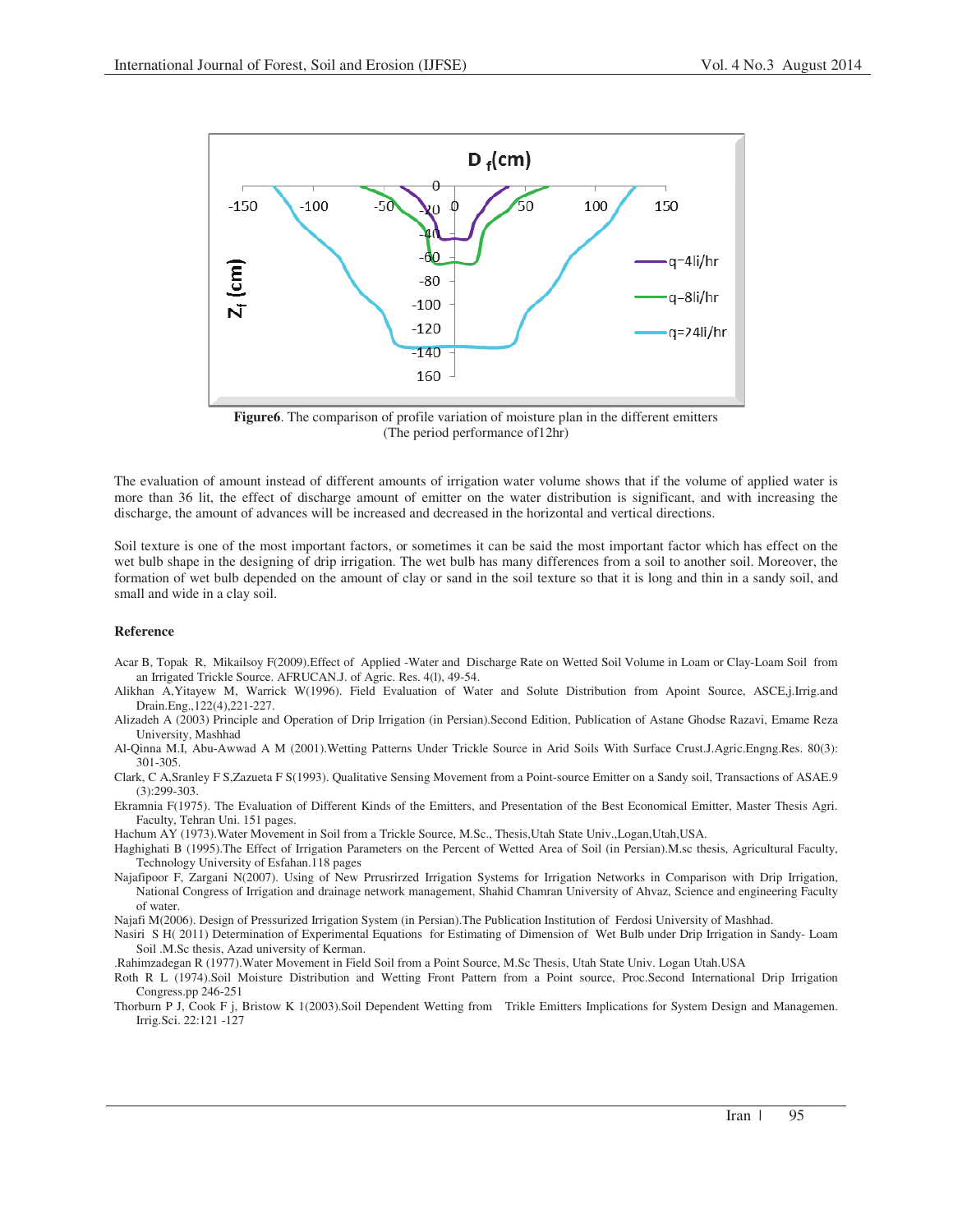D f(cm)

0

-150 -100 -50 -20 0 50 100 150

-40

-60

-80

-100

-120

-140

160

Zf (cm)

q-4li/hr

q-8li/hr

q=24li/hr

**Figure6**. The comparison of profile variation of moisture plan in the different emitters (The period performance of12hr)

The evaluation of amount instead of different amounts of irrigation water volume shows that if the volume of applied water is more than 36 lit, the effect of discharge amount of emitter on the water distribution is significant, and with increasing the discharge, the amount of advances will be increased and decreased in the horizontal and vertical directions.

Soil texture is one of the most important factors, or sometimes it can be said the most important factor which has effect on the wet bulb shape in the designing of drip irrigation. The wet bulb has many differences from a soil to another soil. Moreover, the formation of wet bulb depended on the amount of clay or sand in the soil texture so that it is long and thin in a sandy soil, and small and wide in a clay soil.

## Reference

Acar B, Topak R, Mikailsoy F(2009).Effect of Applied -Water and Discharge Rate on Wetted Soil Volume in Loam or Clay-Loam Soil from an Irrigated Trickle Source. AFRUCAN.J. of Agric. Res. 4(l), 49-54.

Alikhan A,Yitayew M, Warrick W(1996). Field Evaluation of Water and Solute Distribution from Apoint Source, ASCE,j.Irrig.and Drain.Eng.,122(4),221-227.

Alizadeh A (2003) Principle and Operation of Drip Irrigation (in Persian).Second Edition, Publication of Astane Ghodse Razavi, Emame Reza University, Mashhad

Al-Qinna M.I, Abu-Awwad A M (2001).Wetting Patterns Under Trickle Source in Arid Soils With Surface Crust.J.Agric.Engng.Res. 80(3): 301-305.

Clark, C A,Sranley F S,Zazueta F S(1993). Qualitative Sensing Movement from a Point-source Emitter on a Sandy soil, Transactions of ASAE.9 (3):299-303.

Ekramnia F(1975). The Evaluation of Different Kinds of the Emitters, and Presentation of the Best Economical Emitter, Master Thesis Agri. Faculty, Tehran Uni. 151 pages.

Hachum AY (1973).Water Movement in Soil from a Trickle Source, M.Sc., Thesis,Utah State Univ.,Logan,Utah,USA.

Haghighati B (1995).The Effect of Irrigation Parameters on the Percent of Wetted Area of Soil (in Persian).M.sc thesis, Agricultural Faculty, Technology University of Esfahan.118 pages

Najafipoor F, Zargani N(2007). Using of New Prrusrirzed Irrigation Systems for Irrigation Networks in Comparison with Drip Irrigation, National Congress of Irrigation and drainage network management, Shahid Chamran University of Ahvaz, Science and engineering Faculty of water.

Najafi M(2006). Design of Pressurized Irrigation System (in Persian).The Publication Institution of Ferdosi University of Mashhad.

Nasiri S H( 2011) Determination of Experimental Equations for Estimating of Dimension of Wet Bulb under Drip Irrigation in Sandy- Loam Soil .M.Sc thesis, Azad university of Kerman.

.Rahimzadegan R (1977).Water Movement in Field Soil from a Point Source, M.Sc Thesis, Utah State Univ. Logan Utah.USA

Roth R L (1974).Soil Moisture Distribution and Wetting Front Pattern from a Point source, Proc.Second International Drip Irrigation Congress.pp 246-251

Thorburn P J, Cook F j, Bristow K 1(2003).Soil Dependent Wetting from Trikle Emitters Implications for System Design and Managemen. Irrig.Sci. 22:121 -127